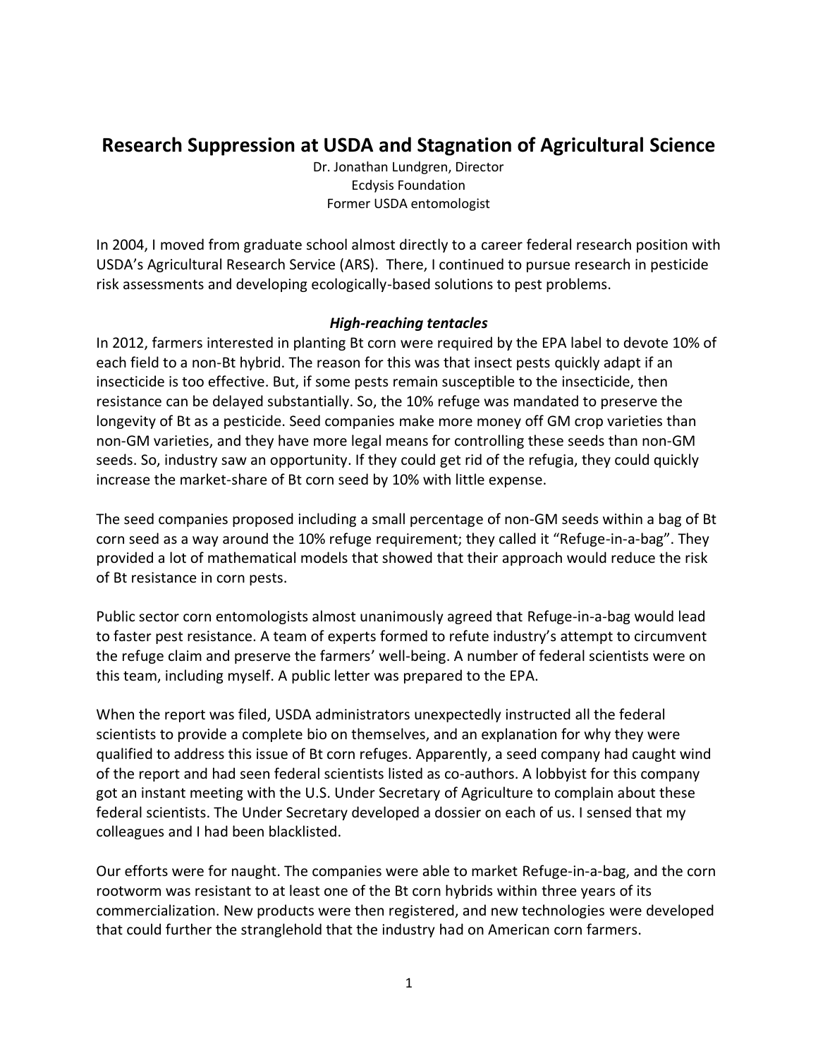# Research Suppression at USDA and Stagnation of Agricultural Science

Dr. Jonathan Lundgren, Director
Ecdysis Foundation
Former USDA entomologist

In 2004, I moved from graduate school almost directly to a career federal research position with USDA's Agricultural Research Service (ARS). There, I continued to pursue research in pesticide risk assessments and developing ecologically-based solutions to pest problems.

### *High-reaching tentacles*

In 2012, farmers interested in planting Bt corn were required by the EPA label to devote 10% of each field to a non-Bt hybrid. The reason for this was that insect pests quickly adapt if an insecticide is too effective. But, if some pests remain susceptible to the insecticide, then resistance can be delayed substantially. So, the 10% refuge was mandated to preserve the longevity of Bt as a pesticide. Seed companies make more money off GM crop varieties than non-GM varieties, and they have more legal means for controlling these seeds than non-GM seeds. So, industry saw an opportunity. If they could get rid of the refugia, they could quickly increase the market-share of Bt corn seed by 10% with little expense.

The seed companies proposed including a small percentage of non-GM seeds within a bag of Bt corn seed as a way around the 10% refuge requirement; they called it "Refuge-in-a-bag". They provided a lot of mathematical models that showed that their approach would reduce the risk of Bt resistance in corn pests.

Public sector corn entomologists almost unanimously agreed that Refuge-in-a-bag would lead to faster pest resistance. A team of experts formed to refute industry's attempt to circumvent the refuge claim and preserve the farmers' well-being. A number of federal scientists were on this team, including myself. A public letter was prepared to the EPA.

When the report was filed, USDA administrators unexpectedly instructed all the federal scientists to provide a complete bio on themselves, and an explanation for why they were qualified to address this issue of Bt corn refuges. Apparently, a seed company had caught wind of the report and had seen federal scientists listed as co-authors. A lobbyist for this company got an instant meeting with the U.S. Under Secretary of Agriculture to complain about these federal scientists. The Under Secretary developed a dossier on each of us. I sensed that my colleagues and I had been blacklisted.

Our efforts were for naught. The companies were able to market Refuge-in-a-bag, and the corn rootworm was resistant to at least one of the Bt corn hybrids within three years of its commercialization. New products were then registered, and new technologies were developed that could further the stranglehold that the industry had on American corn farmers.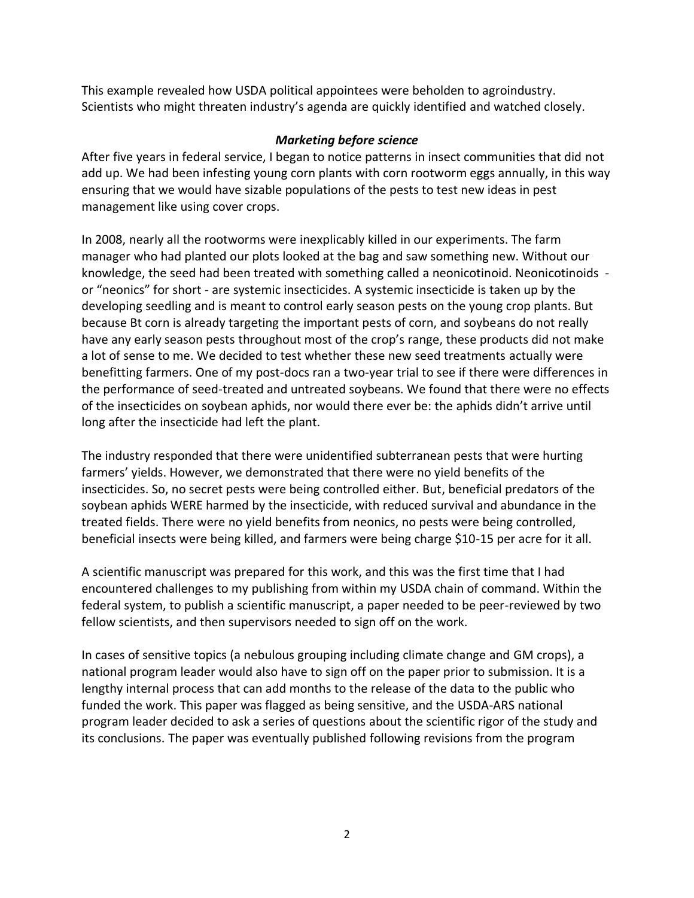This example revealed how USDA political appointees were beholden to agroindustry. Scientists who might threaten industry's agenda are quickly identified and watched closely.

### ***Marketing before science***

After five years in federal service, I began to notice patterns in insect communities that did not add up. We had been infesting young corn plants with corn rootworm eggs annually, in this way ensuring that we would have sizable populations of the pests to test new ideas in pest management like using cover crops.

In 2008, nearly all the rootworms were inexplicably killed in our experiments. The farm manager who had planted our plots looked at the bag and saw something new. Without our knowledge, the seed had been treated with something called a neonicotinoid. Neonicotinoids - or "neonics" for short - are systemic insecticides. A systemic insecticide is taken up by the developing seedling and is meant to control early season pests on the young crop plants. But because Bt corn is already targeting the important pests of corn, and soybeans do not really have any early season pests throughout most of the crop's range, these products did not make a lot of sense to me. We decided to test whether these new seed treatments actually were benefitting farmers. One of my post-docs ran a two-year trial to see if there were differences in the performance of seed-treated and untreated soybeans. We found that there were no effects of the insecticides on soybean aphids, nor would there ever be: the aphids didn't arrive until long after the insecticide had left the plant.

The industry responded that there were unidentified subterranean pests that were hurting farmers' yields. However, we demonstrated that there were no yield benefits of the insecticides. So, no secret pests were being controlled either. But, beneficial predators of the soybean aphids WERE harmed by the insecticide, with reduced survival and abundance in the treated fields. There were no yield benefits from neonics, no pests were being controlled, beneficial insects were being killed, and farmers were being charge $10-15 per acre for it all.

A scientific manuscript was prepared for this work, and this was the first time that I had encountered challenges to my publishing from within my USDA chain of command. Within the federal system, to publish a scientific manuscript, a paper needed to be peer-reviewed by two fellow scientists, and then supervisors needed to sign off on the work.

In cases of sensitive topics (a nebulous grouping including climate change and GM crops), a national program leader would also have to sign off on the paper prior to submission. It is a lengthy internal process that can add months to the release of the data to the public who funded the work. This paper was flagged as being sensitive, and the USDA-ARS national program leader decided to ask a series of questions about the scientific rigor of the study and its conclusions. The paper was eventually published following revisions from the program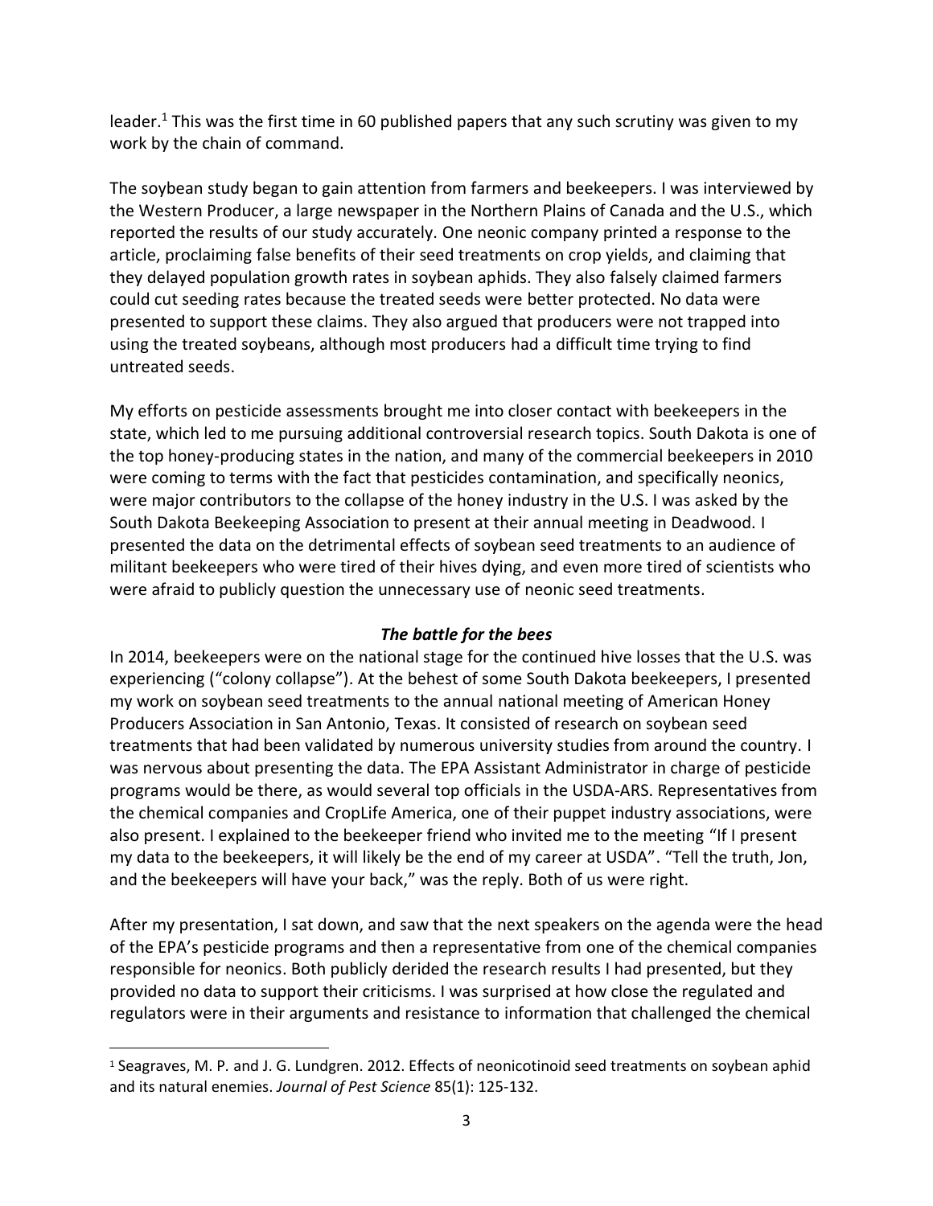leader.[1] This was the first time in 60 published papers that any such scrutiny was given to my work by the chain of command.

The soybean study began to gain attention from farmers and beekeepers. I was interviewed by the Western Producer, a large newspaper in the Northern Plains of Canada and the U.S., which reported the results of our study accurately. One neonic company printed a response to the article, proclaiming false benefits of their seed treatments on crop yields, and claiming that they delayed population growth rates in soybean aphids. They also falsely claimed farmers could cut seeding rates because the treated seeds were better protected. No data were presented to support these claims. They also argued that producers were not trapped into using the treated soybeans, although most producers had a difficult time trying to find untreated seeds.

My efforts on pesticide assessments brought me into closer contact with beekeepers in the state, which led to me pursuing additional controversial research topics. South Dakota is one of the top honey-producing states in the nation, and many of the commercial beekeepers in 2010 were coming to terms with the fact that pesticides contamination, and specifically neonics, were major contributors to the collapse of the honey industry in the U.S. I was asked by the South Dakota Beekeeping Association to present at their annual meeting in Deadwood. I presented the data on the detrimental effects of soybean seed treatments to an audience of militant beekeepers who were tired of their hives dying, and even more tired of scientists who were afraid to publicly question the unnecessary use of neonic seed treatments.

### *The battle for the bees*

In 2014, beekeepers were on the national stage for the continued hive losses that the U.S. was experiencing ("colony collapse"). At the behest of some South Dakota beekeepers, I presented my work on soybean seed treatments to the annual national meeting of American Honey Producers Association in San Antonio, Texas. It consisted of research on soybean seed treatments that had been validated by numerous university studies from around the country. I was nervous about presenting the data. The EPA Assistant Administrator in charge of pesticide programs would be there, as would several top officials in the USDA-ARS. Representatives from the chemical companies and CropLife America, one of their puppet industry associations, were also present. I explained to the beekeeper friend who invited me to the meeting "If I present my data to the beekeepers, it will likely be the end of my career at USDA". "Tell the truth, Jon, and the beekeepers will have your back," was the reply. Both of us were right.

After my presentation, I sat down, and saw that the next speakers on the agenda were the head of the EPA's pesticide programs and then a representative from one of the chemical companies responsible for neonics. Both publicly derided the research results I had presented, but they provided no data to support their criticisms. I was surprised at how close the regulated and regulators were in their arguments and resistance to information that challenged the chemical

---

[1] Seagraves, M. P. and J. G. Lundgren. 2012. Effects of neonicotinoid seed treatments on soybean aphid and its natural enemies. *Journal of Pest Science* 85(1): 125-132.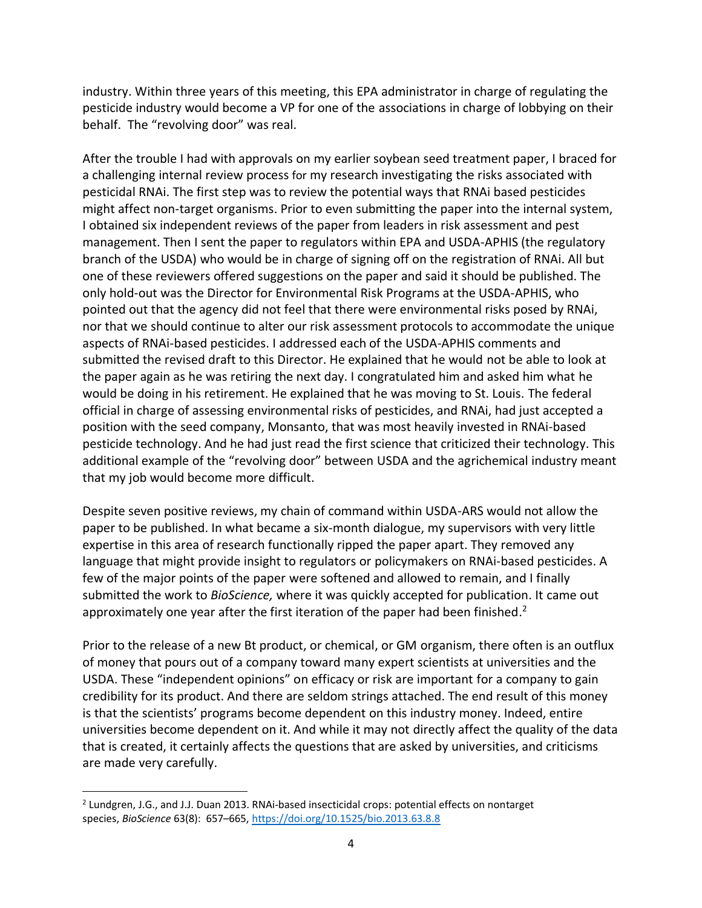industry. Within three years of this meeting, this EPA administrator in charge of regulating the pesticide industry would become a VP for one of the associations in charge of lobbying on their behalf. The "revolving door" was real.

After the trouble I had with approvals on my earlier soybean seed treatment paper, I braced for a challenging internal review process for my research investigating the risks associated with pesticidal RNAi. The first step was to review the potential ways that RNAi based pesticides might affect non-target organisms. Prior to even submitting the paper into the internal system, I obtained six independent reviews of the paper from leaders in risk assessment and pest management. Then I sent the paper to regulators within EPA and USDA-APHIS (the regulatory branch of the USDA) who would be in charge of signing off on the registration of RNAi. All but one of these reviewers offered suggestions on the paper and said it should be published. The only hold-out was the Director for Environmental Risk Programs at the USDA-APHIS, who pointed out that the agency did not feel that there were environmental risks posed by RNAi, nor that we should continue to alter our risk assessment protocols to accommodate the unique aspects of RNAi-based pesticides. I addressed each of the USDA-APHIS comments and submitted the revised draft to this Director. He explained that he would not be able to look at the paper again as he was retiring the next day. I congratulated him and asked him what he would be doing in his retirement. He explained that he was moving to St. Louis. The federal official in charge of assessing environmental risks of pesticides, and RNAi, had just accepted a position with the seed company, Monsanto, that was most heavily invested in RNAi-based pesticide technology. And he had just read the first science that criticized their technology. This additional example of the "revolving door" between USDA and the agrichemical industry meant that my job would become more difficult.

Despite seven positive reviews, my chain of command within USDA-ARS would not allow the paper to be published. In what became a six-month dialogue, my supervisors with very little expertise in this area of research functionally ripped the paper apart. They removed any language that might provide insight to regulators or policymakers on RNAi-based pesticides. A few of the major points of the paper were softened and allowed to remain, and I finally submitted the work to *BioScience,* where it was quickly accepted for publication. It came out approximately one year after the first iteration of the paper had been finished.[2]

Prior to the release of a new Bt product, or chemical, or GM organism, there often is an outflux of money that pours out of a company toward many expert scientists at universities and the USDA. These "independent opinions" on efficacy or risk are important for a company to gain credibility for its product. And there are seldom strings attached. The end result of this money is that the scientists' programs become dependent on this industry money. Indeed, entire universities become dependent on it. And while it may not directly affect the quality of the data that is created, it certainly affects the questions that are asked by universities, and criticisms are made very carefully.

---

[2] Lundgren, J.G., and J.J. Duan 2013. RNAi-based insecticidal crops: potential effects on nontarget species, *BioScience* 63(8): 657–665, https://doi.org/10.1525/bio.2013.63.8.8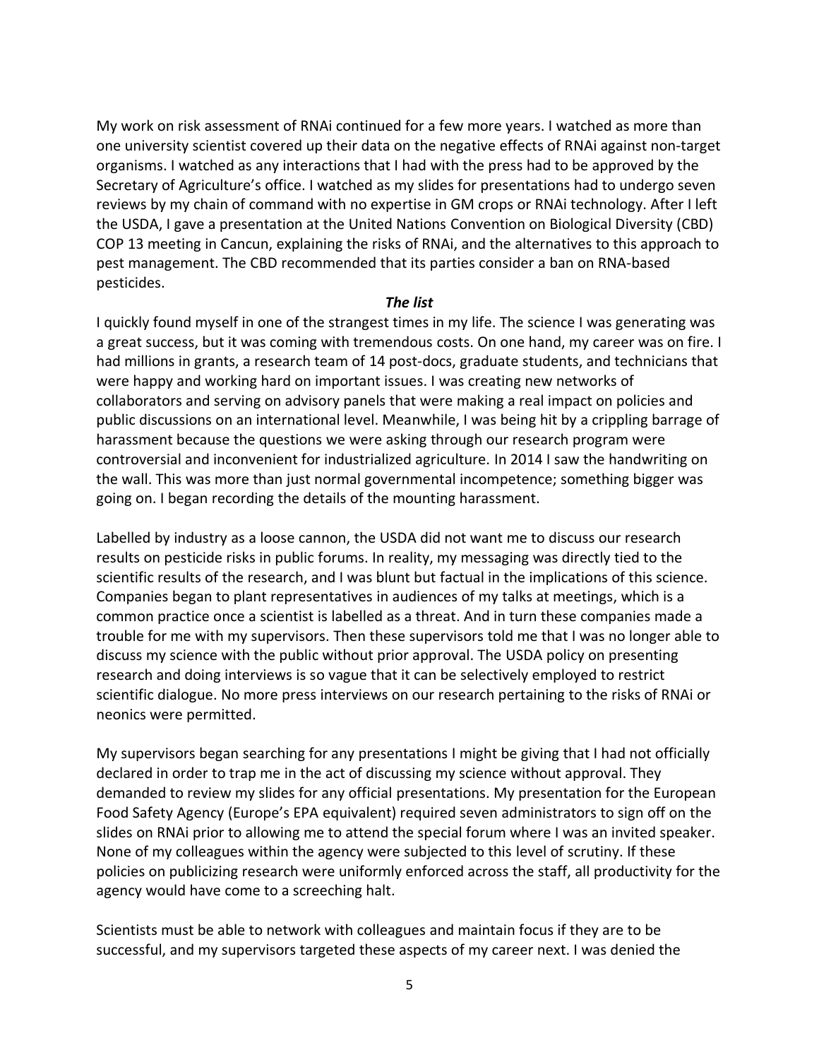My work on risk assessment of RNAi continued for a few more years. I watched as more than one university scientist covered up their data on the negative effects of RNAi against non-target organisms. I watched as any interactions that I had with the press had to be approved by the Secretary of Agriculture's office. I watched as my slides for presentations had to undergo seven reviews by my chain of command with no expertise in GM crops or RNAi technology. After I left the USDA, I gave a presentation at the United Nations Convention on Biological Diversity (CBD) COP 13 meeting in Cancun, explaining the risks of RNAi, and the alternatives to this approach to pest management. The CBD recommended that its parties consider a ban on RNA-based pesticides.

### *The list*

I quickly found myself in one of the strangest times in my life. The science I was generating was a great success, but it was coming with tremendous costs. On one hand, my career was on fire. I had millions in grants, a research team of 14 post-docs, graduate students, and technicians that were happy and working hard on important issues. I was creating new networks of collaborators and serving on advisory panels that were making a real impact on policies and public discussions on an international level. Meanwhile, I was being hit by a crippling barrage of harassment because the questions we were asking through our research program were controversial and inconvenient for industrialized agriculture. In 2014 I saw the handwriting on the wall. This was more than just normal governmental incompetence; something bigger was going on. I began recording the details of the mounting harassment.

Labelled by industry as a loose cannon, the USDA did not want me to discuss our research results on pesticide risks in public forums. In reality, my messaging was directly tied to the scientific results of the research, and I was blunt but factual in the implications of this science. Companies began to plant representatives in audiences of my talks at meetings, which is a common practice once a scientist is labelled as a threat. And in turn these companies made a trouble for me with my supervisors. Then these supervisors told me that I was no longer able to discuss my science with the public without prior approval. The USDA policy on presenting research and doing interviews is so vague that it can be selectively employed to restrict scientific dialogue. No more press interviews on our research pertaining to the risks of RNAi or neonics were permitted.

My supervisors began searching for any presentations I might be giving that I had not officially declared in order to trap me in the act of discussing my science without approval. They demanded to review my slides for any official presentations. My presentation for the European Food Safety Agency (Europe's EPA equivalent) required seven administrators to sign off on the slides on RNAi prior to allowing me to attend the special forum where I was an invited speaker. None of my colleagues within the agency were subjected to this level of scrutiny. If these policies on publicizing research were uniformly enforced across the staff, all productivity for the agency would have come to a screeching halt.

Scientists must be able to network with colleagues and maintain focus if they are to be successful, and my supervisors targeted these aspects of my career next. I was denied the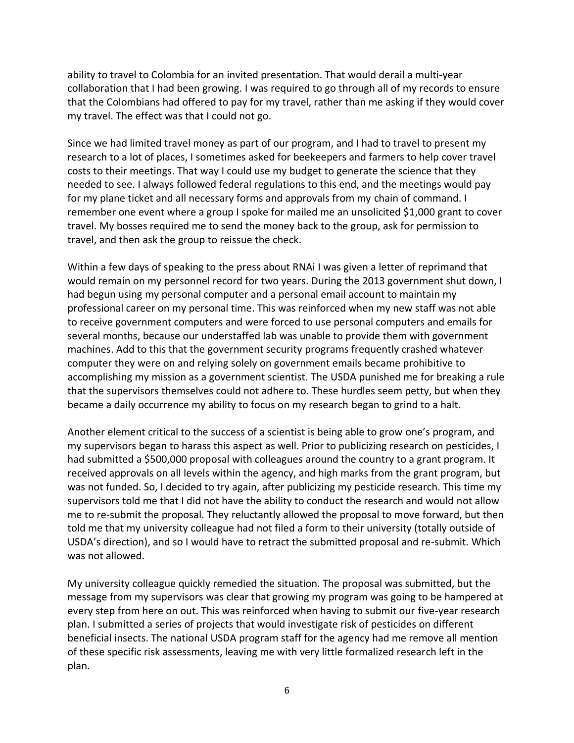ability to travel to Colombia for an invited presentation. That would derail a multi-year collaboration that I had been growing. I was required to go through all of my records to ensure that the Colombians had offered to pay for my travel, rather than me asking if they would cover my travel. The effect was that I could not go.

Since we had limited travel money as part of our program, and I had to travel to present my research to a lot of places, I sometimes asked for beekeepers and farmers to help cover travel costs to their meetings. That way I could use my budget to generate the science that they needed to see. I always followed federal regulations to this end, and the meetings would pay for my plane ticket and all necessary forms and approvals from my chain of command. I remember one event where a group I spoke for mailed me an unsolicited $1,000 grant to cover travel. My bosses required me to send the money back to the group, ask for permission to travel, and then ask the group to reissue the check.

Within a few days of speaking to the press about RNAi I was given a letter of reprimand that would remain on my personnel record for two years. During the 2013 government shut down, I had begun using my personal computer and a personal email account to maintain my professional career on my personal time. This was reinforced when my new staff was not able to receive government computers and were forced to use personal computers and emails for several months, because our understaffed lab was unable to provide them with government machines. Add to this that the government security programs frequently crashed whatever computer they were on and relying solely on government emails became prohibitive to accomplishing my mission as a government scientist. The USDA punished me for breaking a rule that the supervisors themselves could not adhere to. These hurdles seem petty, but when they became a daily occurrence my ability to focus on my research began to grind to a halt.

Another element critical to the success of a scientist is being able to grow one's program, and my supervisors began to harass this aspect as well. Prior to publicizing research on pesticides, I had submitted a $500,000 proposal with colleagues around the country to a grant program. It received approvals on all levels within the agency, and high marks from the grant program, but was not funded. So, I decided to try again, after publicizing my pesticide research. This time my supervisors told me that I did not have the ability to conduct the research and would not allow me to re-submit the proposal. They reluctantly allowed the proposal to move forward, but then told me that my university colleague had not filed a form to their university (totally outside of USDA's direction), and so I would have to retract the submitted proposal and re-submit. Which was not allowed.

My university colleague quickly remedied the situation. The proposal was submitted, but the message from my supervisors was clear that growing my program was going to be hampered at every step from here on out. This was reinforced when having to submit our five-year research plan. I submitted a series of projects that would investigate risk of pesticides on different beneficial insects. The national USDA program staff for the agency had me remove all mention of these specific risk assessments, leaving me with very little formalized research left in the plan.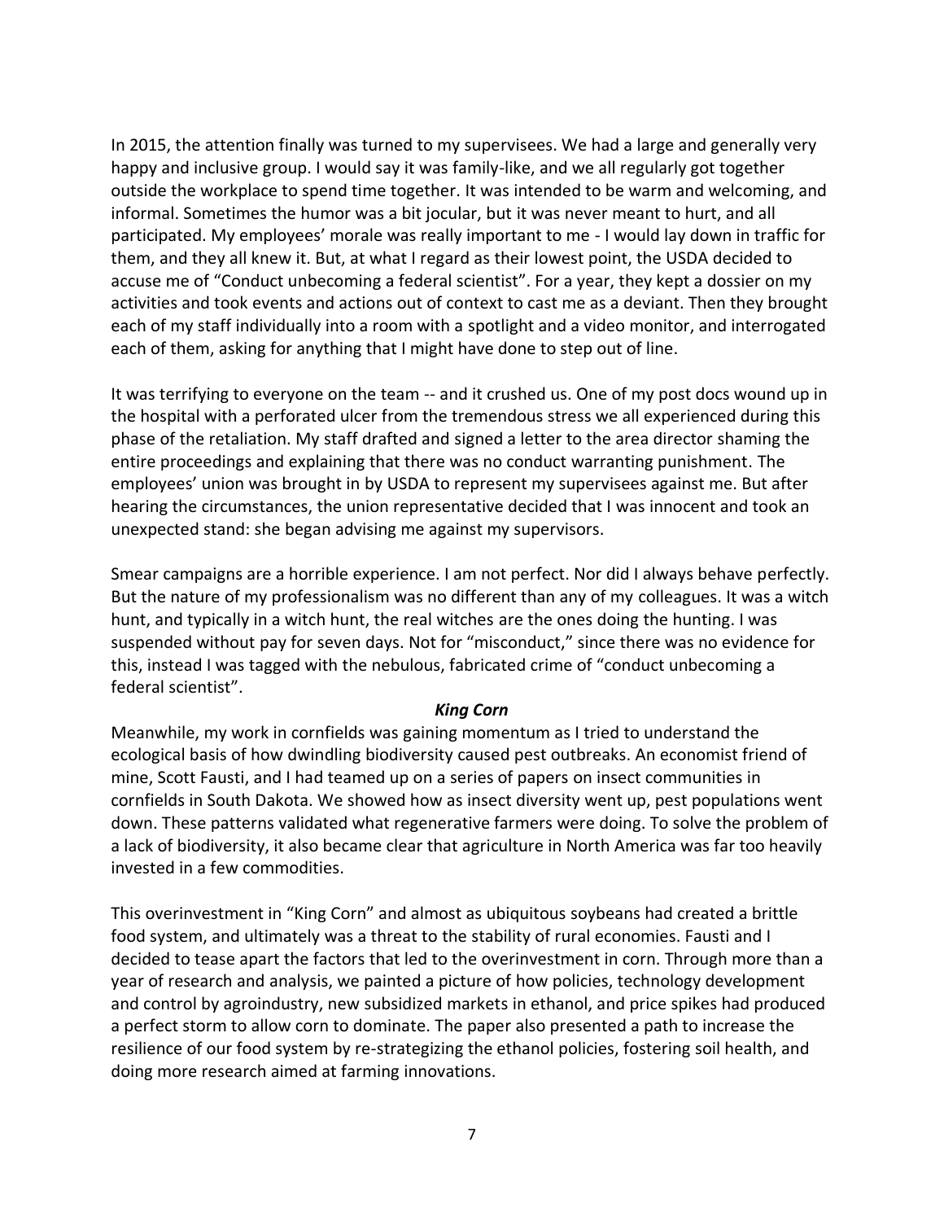In 2015, the attention finally was turned to my supervisees. We had a large and generally very happy and inclusive group. I would say it was family-like, and we all regularly got together outside the workplace to spend time together. It was intended to be warm and welcoming, and informal. Sometimes the humor was a bit jocular, but it was never meant to hurt, and all participated. My employees' morale was really important to me - I would lay down in traffic for them, and they all knew it. But, at what I regard as their lowest point, the USDA decided to accuse me of "Conduct unbecoming a federal scientist". For a year, they kept a dossier on my activities and took events and actions out of context to cast me as a deviant. Then they brought each of my staff individually into a room with a spotlight and a video monitor, and interrogated each of them, asking for anything that I might have done to step out of line.

It was terrifying to everyone on the team -- and it crushed us. One of my post docs wound up in the hospital with a perforated ulcer from the tremendous stress we all experienced during this phase of the retaliation. My staff drafted and signed a letter to the area director shaming the entire proceedings and explaining that there was no conduct warranting punishment. The employees' union was brought in by USDA to represent my supervisees against me. But after hearing the circumstances, the union representative decided that I was innocent and took an unexpected stand: she began advising me against my supervisors.

Smear campaigns are a horrible experience. I am not perfect. Nor did I always behave perfectly. But the nature of my professionalism was no different than any of my colleagues. It was a witch hunt, and typically in a witch hunt, the real witches are the ones doing the hunting. I was suspended without pay for seven days. Not for "misconduct," since there was no evidence for this, instead I was tagged with the nebulous, fabricated crime of "conduct unbecoming a federal scientist".

### *King Corn*

Meanwhile, my work in cornfields was gaining momentum as I tried to understand the ecological basis of how dwindling biodiversity caused pest outbreaks. An economist friend of mine, Scott Fausti, and I had teamed up on a series of papers on insect communities in cornfields in South Dakota. We showed how as insect diversity went up, pest populations went down. These patterns validated what regenerative farmers were doing. To solve the problem of a lack of biodiversity, it also became clear that agriculture in North America was far too heavily invested in a few commodities.

This overinvestment in "King Corn" and almost as ubiquitous soybeans had created a brittle food system, and ultimately was a threat to the stability of rural economies. Fausti and I decided to tease apart the factors that led to the overinvestment in corn. Through more than a year of research and analysis, we painted a picture of how policies, technology development and control by agroindustry, new subsidized markets in ethanol, and price spikes had produced a perfect storm to allow corn to dominate. The paper also presented a path to increase the resilience of our food system by re-strategizing the ethanol policies, fostering soil health, and doing more research aimed at farming innovations.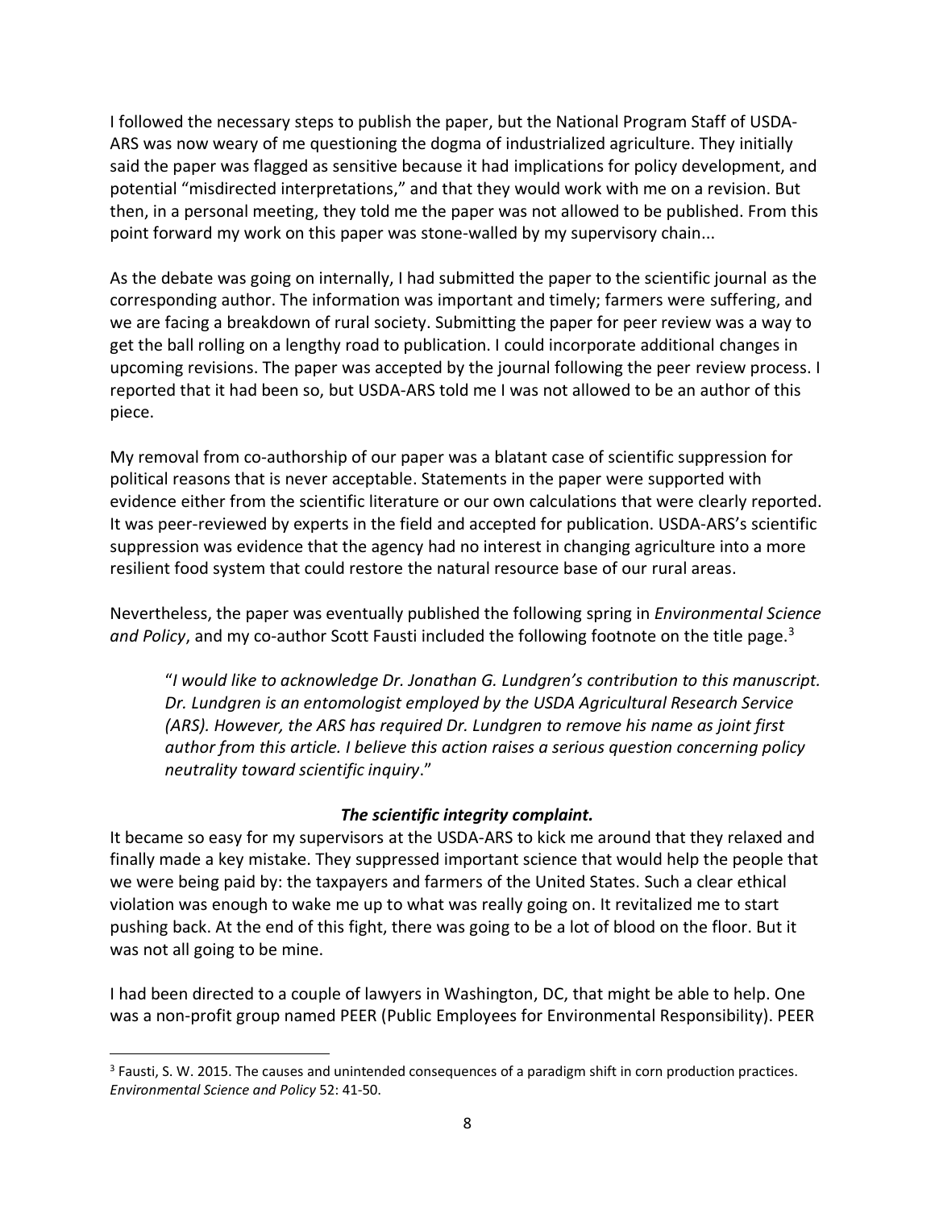I followed the necessary steps to publish the paper, but the National Program Staff of USDA-ARS was now weary of me questioning the dogma of industrialized agriculture. They initially said the paper was flagged as sensitive because it had implications for policy development, and potential "misdirected interpretations," and that they would work with me on a revision. But then, in a personal meeting, they told me the paper was not allowed to be published. From this point forward my work on this paper was stone-walled by my supervisory chain...

As the debate was going on internally, I had submitted the paper to the scientific journal as the corresponding author. The information was important and timely; farmers were suffering, and we are facing a breakdown of rural society. Submitting the paper for peer review was a way to get the ball rolling on a lengthy road to publication. I could incorporate additional changes in upcoming revisions. The paper was accepted by the journal following the peer review process. I reported that it had been so, but USDA-ARS told me I was not allowed to be an author of this piece.

My removal from co-authorship of our paper was a blatant case of scientific suppression for political reasons that is never acceptable. Statements in the paper were supported with evidence either from the scientific literature or our own calculations that were clearly reported. It was peer-reviewed by experts in the field and accepted for publication. USDA-ARS's scientific suppression was evidence that the agency had no interest in changing agriculture into a more resilient food system that could restore the natural resource base of our rural areas.

Nevertheless, the paper was eventually published the following spring in *Environmental Science and Policy*, and my co-author Scott Fausti included the following footnote on the title page.[3]

> "*I would like to acknowledge Dr. Jonathan G. Lundgren's contribution to this manuscript. Dr. Lundgren is an entomologist employed by the USDA Agricultural Research Service (ARS). However, the ARS has required Dr. Lundgren to remove his name as joint first author from this article. I believe this action raises a serious question concerning policy neutrality toward scientific inquiry*."

### ***The scientific integrity complaint.***

It became so easy for my supervisors at the USDA-ARS to kick me around that they relaxed and finally made a key mistake. They suppressed important science that would help the people that we were being paid by: the taxpayers and farmers of the United States. Such a clear ethical violation was enough to wake me up to what was really going on. It revitalized me to start pushing back. At the end of this fight, there was going to be a lot of blood on the floor. But it was not all going to be mine.

I had been directed to a couple of lawyers in Washington, DC, that might be able to help. One was a non-profit group named PEER (Public Employees for Environmental Responsibility). PEER

---

[3] Fausti, S. W. 2015. The causes and unintended consequences of a paradigm shift in corn production practices. *Environmental Science and Policy* 52: 41-50.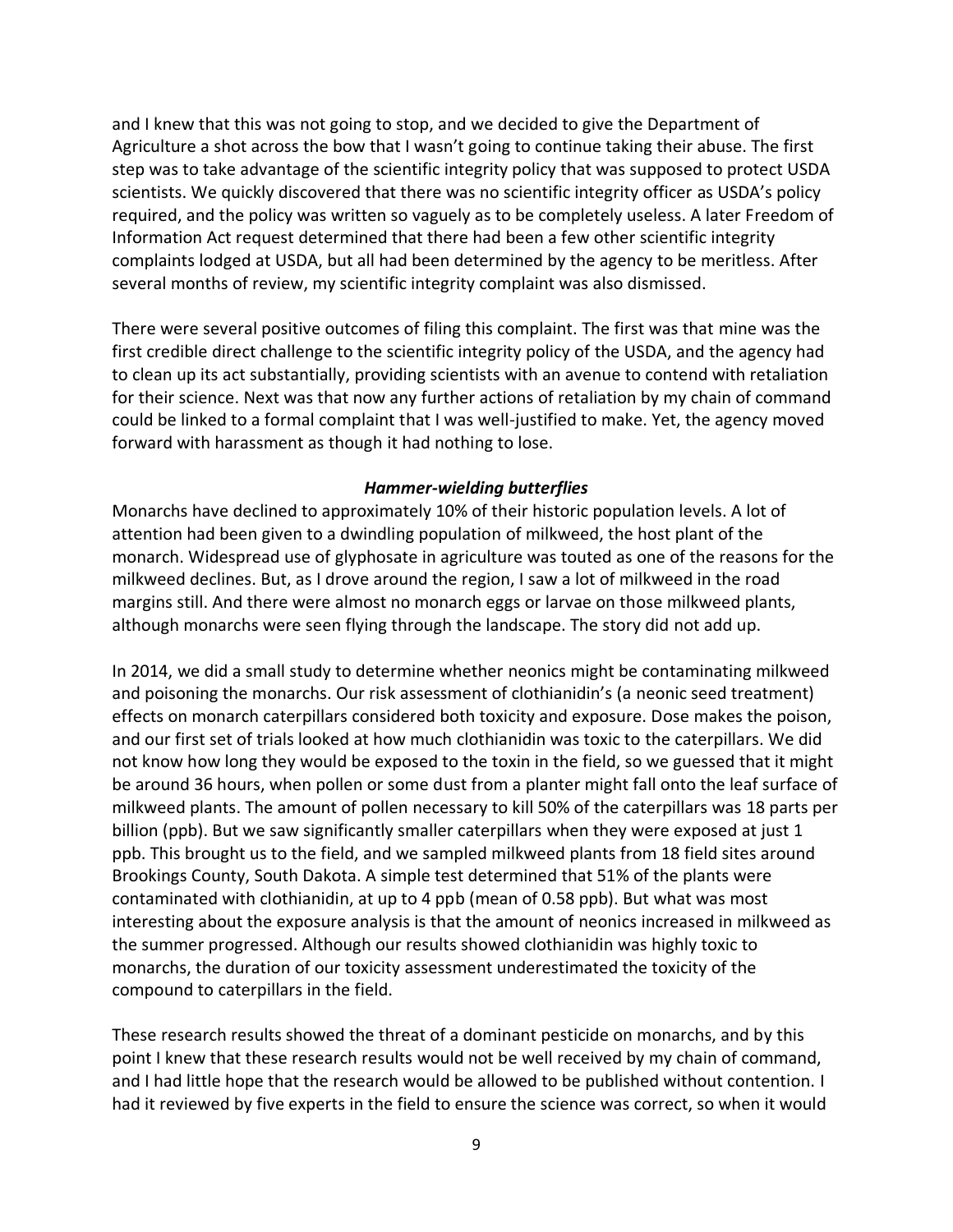and I knew that this was not going to stop, and we decided to give the Department of Agriculture a shot across the bow that I wasn't going to continue taking their abuse. The first step was to take advantage of the scientific integrity policy that was supposed to protect USDA scientists. We quickly discovered that there was no scientific integrity officer as USDA's policy required, and the policy was written so vaguely as to be completely useless. A later Freedom of Information Act request determined that there had been a few other scientific integrity complaints lodged at USDA, but all had been determined by the agency to be meritless. After several months of review, my scientific integrity complaint was also dismissed.

There were several positive outcomes of filing this complaint. The first was that mine was the first credible direct challenge to the scientific integrity policy of the USDA, and the agency had to clean up its act substantially, providing scientists with an avenue to contend with retaliation for their science. Next was that now any further actions of retaliation by my chain of command could be linked to a formal complaint that I was well-justified to make. Yet, the agency moved forward with harassment as though it had nothing to lose.

### *Hammer-wielding butterflies*

Monarchs have declined to approximately 10% of their historic population levels. A lot of attention had been given to a dwindling population of milkweed, the host plant of the monarch. Widespread use of glyphosate in agriculture was touted as one of the reasons for the milkweed declines. But, as I drove around the region, I saw a lot of milkweed in the road margins still. And there were almost no monarch eggs or larvae on those milkweed plants, although monarchs were seen flying through the landscape. The story did not add up.

In 2014, we did a small study to determine whether neonics might be contaminating milkweed and poisoning the monarchs. Our risk assessment of clothianidin's (a neonic seed treatment) effects on monarch caterpillars considered both toxicity and exposure. Dose makes the poison, and our first set of trials looked at how much clothianidin was toxic to the caterpillars. We did not know how long they would be exposed to the toxin in the field, so we guessed that it might be around 36 hours, when pollen or some dust from a planter might fall onto the leaf surface of milkweed plants. The amount of pollen necessary to kill 50% of the caterpillars was 18 parts per billion (ppb). But we saw significantly smaller caterpillars when they were exposed at just 1 ppb. This brought us to the field, and we sampled milkweed plants from 18 field sites around Brookings County, South Dakota. A simple test determined that 51% of the plants were contaminated with clothianidin, at up to 4 ppb (mean of 0.58 ppb). But what was most interesting about the exposure analysis is that the amount of neonics increased in milkweed as the summer progressed. Although our results showed clothianidin was highly toxic to monarchs, the duration of our toxicity assessment underestimated the toxicity of the compound to caterpillars in the field.

These research results showed the threat of a dominant pesticide on monarchs, and by this point I knew that these research results would not be well received by my chain of command, and I had little hope that the research would be allowed to be published without contention. I had it reviewed by five experts in the field to ensure the science was correct, so when it would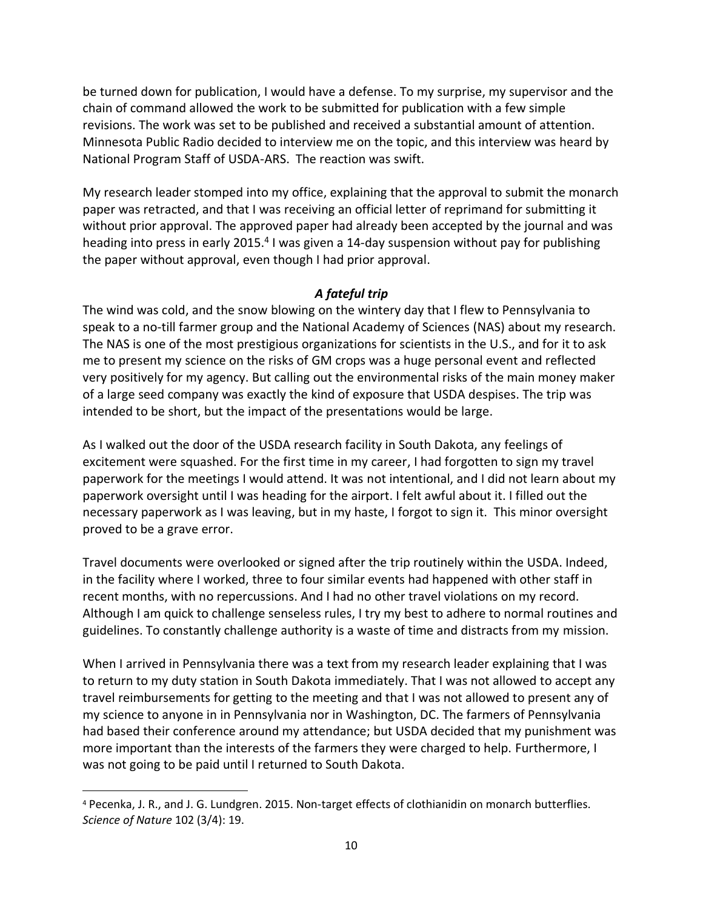be turned down for publication, I would have a defense. To my surprise, my supervisor and the chain of command allowed the work to be submitted for publication with a few simple revisions. The work was set to be published and received a substantial amount of attention. Minnesota Public Radio decided to interview me on the topic, and this interview was heard by National Program Staff of USDA-ARS. The reaction was swift.

My research leader stomped into my office, explaining that the approval to submit the monarch paper was retracted, and that I was receiving an official letter of reprimand for submitting it without prior approval. The approved paper had already been accepted by the journal and was heading into press in early 2015.[4] I was given a 14-day suspension without pay for publishing the paper without approval, even though I had prior approval.

### *A fateful trip*

The wind was cold, and the snow blowing on the wintery day that I flew to Pennsylvania to speak to a no-till farmer group and the National Academy of Sciences (NAS) about my research. The NAS is one of the most prestigious organizations for scientists in the U.S., and for it to ask me to present my science on the risks of GM crops was a huge personal event and reflected very positively for my agency. But calling out the environmental risks of the main money maker of a large seed company was exactly the kind of exposure that USDA despises. The trip was intended to be short, but the impact of the presentations would be large.

As I walked out the door of the USDA research facility in South Dakota, any feelings of excitement were squashed. For the first time in my career, I had forgotten to sign my travel paperwork for the meetings I would attend. It was not intentional, and I did not learn about my paperwork oversight until I was heading for the airport. I felt awful about it. I filled out the necessary paperwork as I was leaving, but in my haste, I forgot to sign it. This minor oversight proved to be a grave error.

Travel documents were overlooked or signed after the trip routinely within the USDA. Indeed, in the facility where I worked, three to four similar events had happened with other staff in recent months, with no repercussions. And I had no other travel violations on my record. Although I am quick to challenge senseless rules, I try my best to adhere to normal routines and guidelines. To constantly challenge authority is a waste of time and distracts from my mission.

When I arrived in Pennsylvania there was a text from my research leader explaining that I was to return to my duty station in South Dakota immediately. That I was not allowed to accept any travel reimbursements for getting to the meeting and that I was not allowed to present any of my science to anyone in in Pennsylvania nor in Washington, DC. The farmers of Pennsylvania had based their conference around my attendance; but USDA decided that my punishment was more important than the interests of the farmers they were charged to help. Furthermore, I was not going to be paid until I returned to South Dakota.

---

[4] Pecenka, J. R., and J. G. Lundgren. 2015. Non-target effects of clothianidin on monarch butterflies. *Science of Nature* 102 (3/4): 19.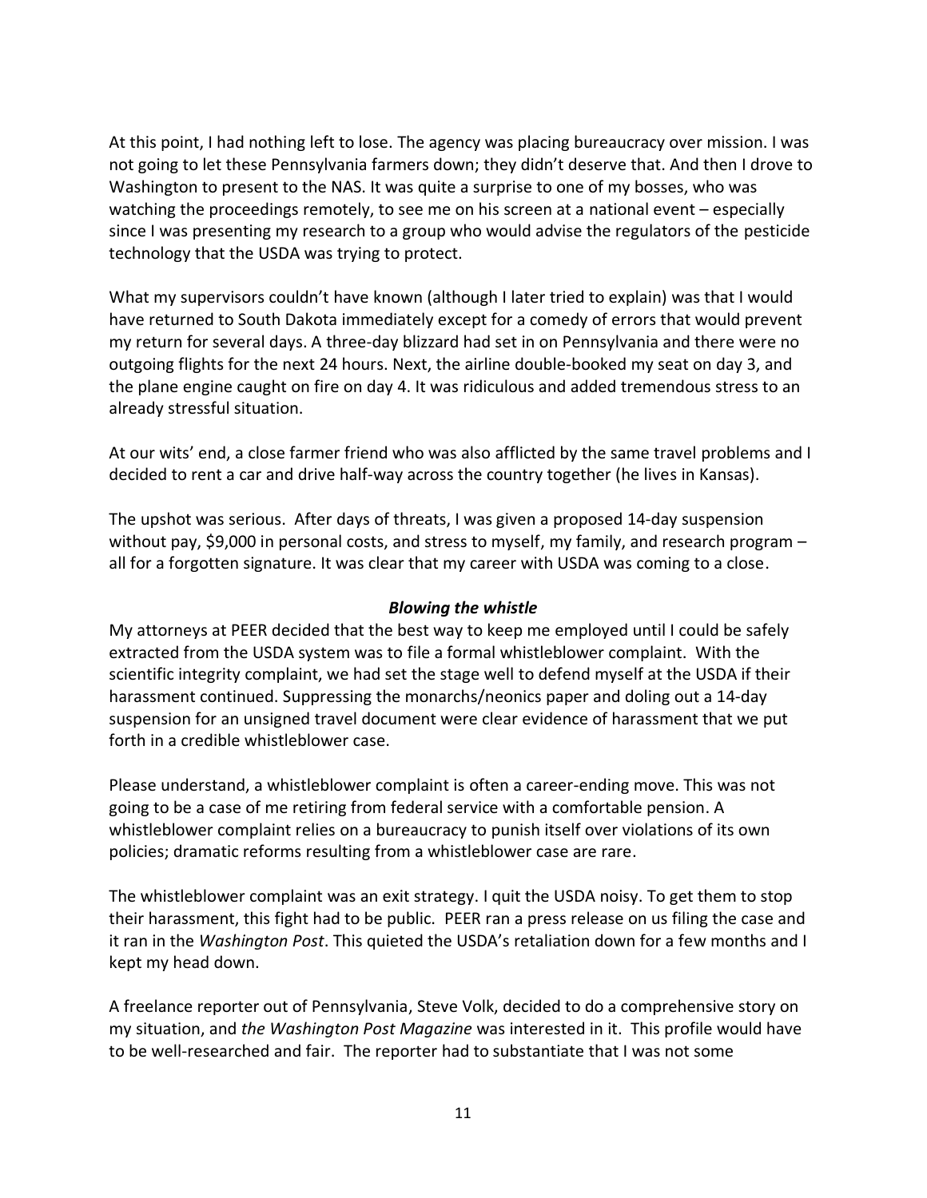At this point, I had nothing left to lose. The agency was placing bureaucracy over mission. I was not going to let these Pennsylvania farmers down; they didn't deserve that. And then I drove to Washington to present to the NAS. It was quite a surprise to one of my bosses, who was watching the proceedings remotely, to see me on his screen at a national event – especially since I was presenting my research to a group who would advise the regulators of the pesticide technology that the USDA was trying to protect.

What my supervisors couldn't have known (although I later tried to explain) was that I would have returned to South Dakota immediately except for a comedy of errors that would prevent my return for several days. A three-day blizzard had set in on Pennsylvania and there were no outgoing flights for the next 24 hours. Next, the airline double-booked my seat on day 3, and the plane engine caught on fire on day 4. It was ridiculous and added tremendous stress to an already stressful situation.

At our wits' end, a close farmer friend who was also afflicted by the same travel problems and I decided to rent a car and drive half-way across the country together (he lives in Kansas).

The upshot was serious. After days of threats, I was given a proposed 14-day suspension without pay, $9,000 in personal costs, and stress to myself, my family, and research program – all for a forgotten signature. It was clear that my career with USDA was coming to a close.

### *Blowing the whistle*

My attorneys at PEER decided that the best way to keep me employed until I could be safely extracted from the USDA system was to file a formal whistleblower complaint. With the scientific integrity complaint, we had set the stage well to defend myself at the USDA if their harassment continued. Suppressing the monarchs/neonics paper and doling out a 14-day suspension for an unsigned travel document were clear evidence of harassment that we put forth in a credible whistleblower case.

Please understand, a whistleblower complaint is often a career-ending move. This was not going to be a case of me retiring from federal service with a comfortable pension. A whistleblower complaint relies on a bureaucracy to punish itself over violations of its own policies; dramatic reforms resulting from a whistleblower case are rare.

The whistleblower complaint was an exit strategy. I quit the USDA noisy. To get them to stop their harassment, this fight had to be public. PEER ran a press release on us filing the case and it ran in the *Washington Post*. This quieted the USDA's retaliation down for a few months and I kept my head down.

A freelance reporter out of Pennsylvania, Steve Volk, decided to do a comprehensive story on my situation, and *the Washington Post Magazine* was interested in it. This profile would have to be well-researched and fair. The reporter had to substantiate that I was not some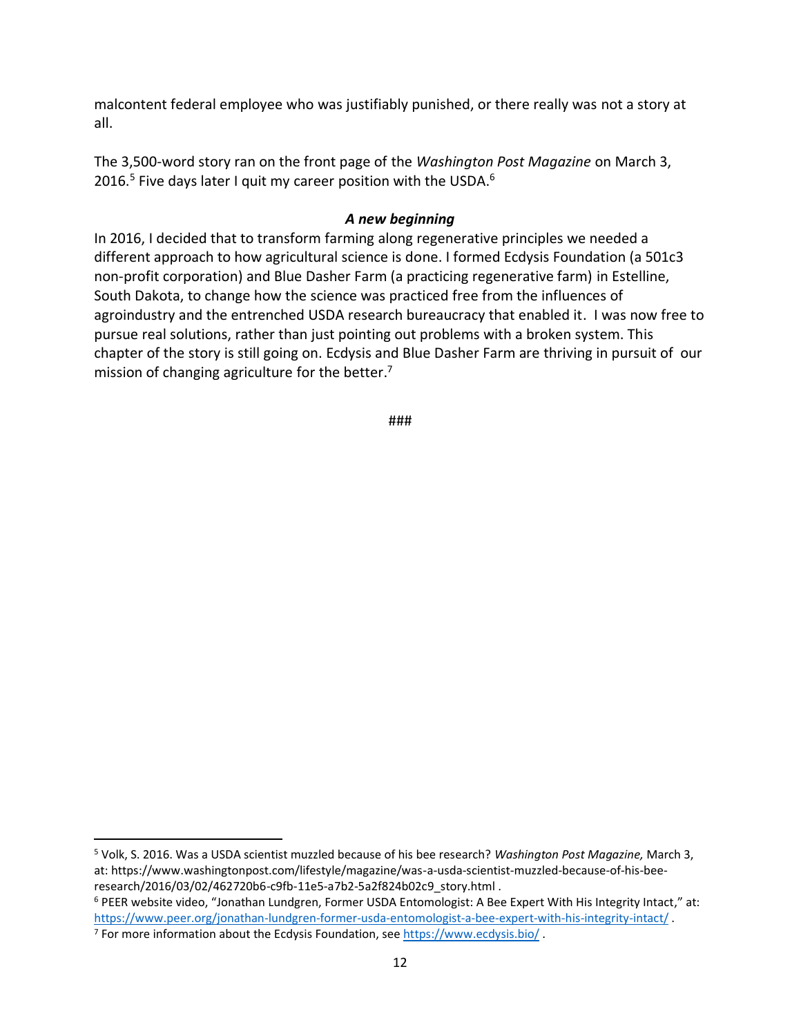malcontent federal employee who was justifiably punished, or there really was not a story at all.

The 3,500-word story ran on the front page of the *Washington Post Magazine* on March 3, 2016.[5] Five days later I quit my career position with the USDA.[6]

### *A new beginning*

In 2016, I decided that to transform farming along regenerative principles we needed a different approach to how agricultural science is done. I formed Ecdysis Foundation (a 501c3 non-profit corporation) and Blue Dasher Farm (a practicing regenerative farm) in Estelline, South Dakota, to change how the science was practiced free from the influences of agroindustry and the entrenched USDA research bureaucracy that enabled it. I was now free to pursue real solutions, rather than just pointing out problems with a broken system. This chapter of the story is still going on. Ecdysis and Blue Dasher Farm are thriving in pursuit of our mission of changing agriculture for the better.[7]

###

---

[5] Volk, S. 2016. Was a USDA scientist muzzled because of his bee research? *Washington Post Magazine,* March 3, at: https://www.washingtonpost.com/lifestyle/magazine/was-a-usda-scientist-muzzled-because-of-his-bee-research/2016/03/02/462720b6-c9fb-11e5-a7b2-5a2f824b02c9_story.html .

[6] PEER website video, "Jonathan Lundgren, Former USDA Entomologist: A Bee Expert With His Integrity Intact," at: https://www.peer.org/jonathan-lundgren-former-usda-entomologist-a-bee-expert-with-his-integrity-intact/ .

[7] For more information about the Ecdysis Foundation, see https://www.ecdysis.bio/ .